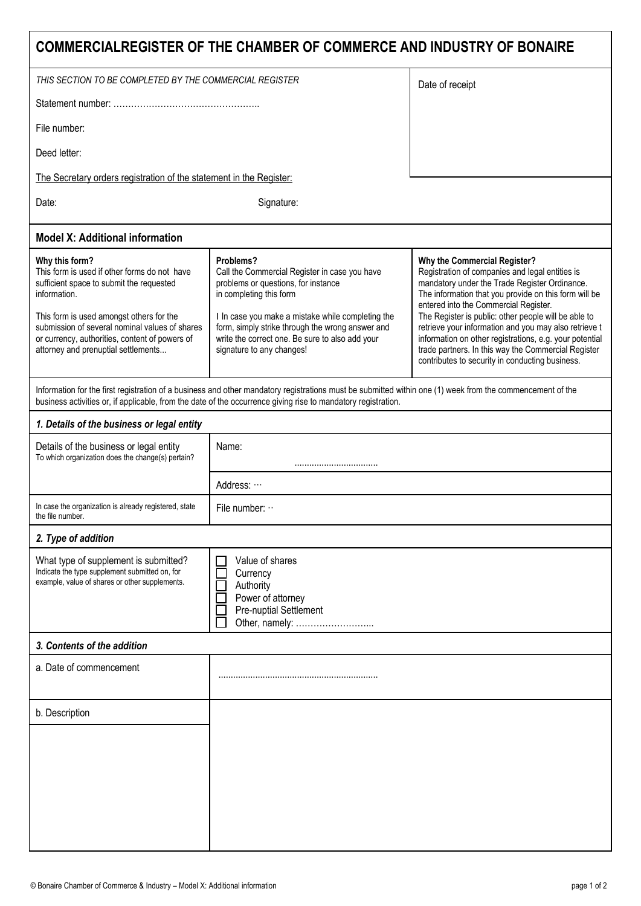# COMMERCIALREGISTER OF THE CHAMBER OF COMMERCE AND INDUSTRY OF BONAIRE

*THIS SECTION TO BE COMPLETED BY THE COMMERCIAL REGISTER*

Statement number: …………………………………………..

File number:

Deed letter:

Date of receipt

The Secretary orders registration of the statement in the Register:

Date: Signature:

## Model X: Additional information

| **Why this form?** | **Problems?** | **Why the Commercial Register?** |
|---|---|---|
| This form is used if other forms do not have sufficient space to submit the requested information.<br><br>This form is used amongst others for the submission of several nominal values of shares or currency, authorities, content of powers of attorney and prenuptial settlements... | Call the Commercial Register in case you have problems or questions, for instance in completing this form<br><br>I In case you make a mistake while completing the form, simply strike through the wrong answer and write the correct one. Be sure to also add your signature to any changes! | Registration of companies and legal entities is mandatory under the Trade Register Ordinance. The information that you provide on this form will be entered into the Commercial Register. The Register is public: other people will be able to retrieve your information and you may also retrieve t information on other registrations, e.g. your potential trade partners. In this way the Commercial Register contributes to security in conducting business. |

Information for the first registration of a business and other mandatory registrations must be submitted within one (1) week from the commencement of the business activities or, if applicable, from the date of the occurrence giving rise to mandatory registration.

### *1. Details of the business or legal entity*

| | |
|---|---|
| Details of the business or legal entity<br>To which organization does the change(s) pertain? | Name:<br>................................. |
| | Address: ··· |
| In case the organization is already registered, state the file number. | File number: ·· |

### *2. Type of addition*

| | |
|---|---|
| What type of supplement is submitted?<br>Indicate the type supplement submitted on, for example, value of shares or other supplements. | ☐ Value of shares<br>☐ Currency<br>☐ Authority<br>☐ Power of attorney<br>☐ Pre-nuptial Settlement<br>☐ Other, namely: ……………………... |

### *3. Contents of the addition*

| | |
|---|---|
| a. Date of commencement | ................................................................ |
| b. Description | |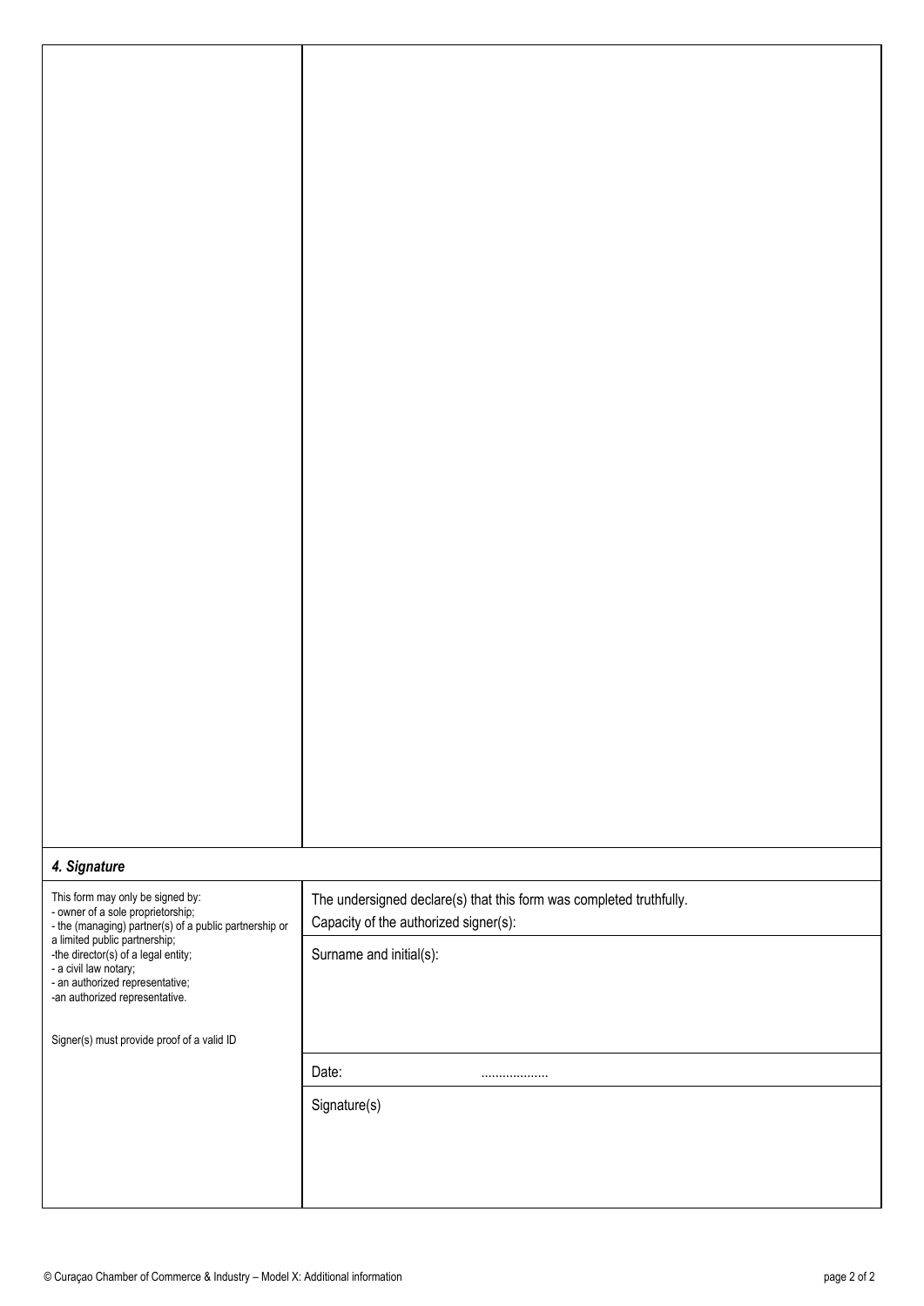### *4. Signature*

| | |
|---|---|
| This form may only be signed by:<br>- owner of a sole proprietorship;<br>- the (managing) partner(s) of a public partnership or a limited public partnership;<br>-the director(s) of a legal entity;<br>- a civil law notary;<br>- an authorized representative;<br>-an authorized representative.<br><br>Signer(s) must provide proof of a valid ID | The undersigned declare(s) that this form was completed truthfully.<br>Capacity of the authorized signer(s): |
| | Surname and initial(s): |
| | Date: .................. |
| | Signature(s) |